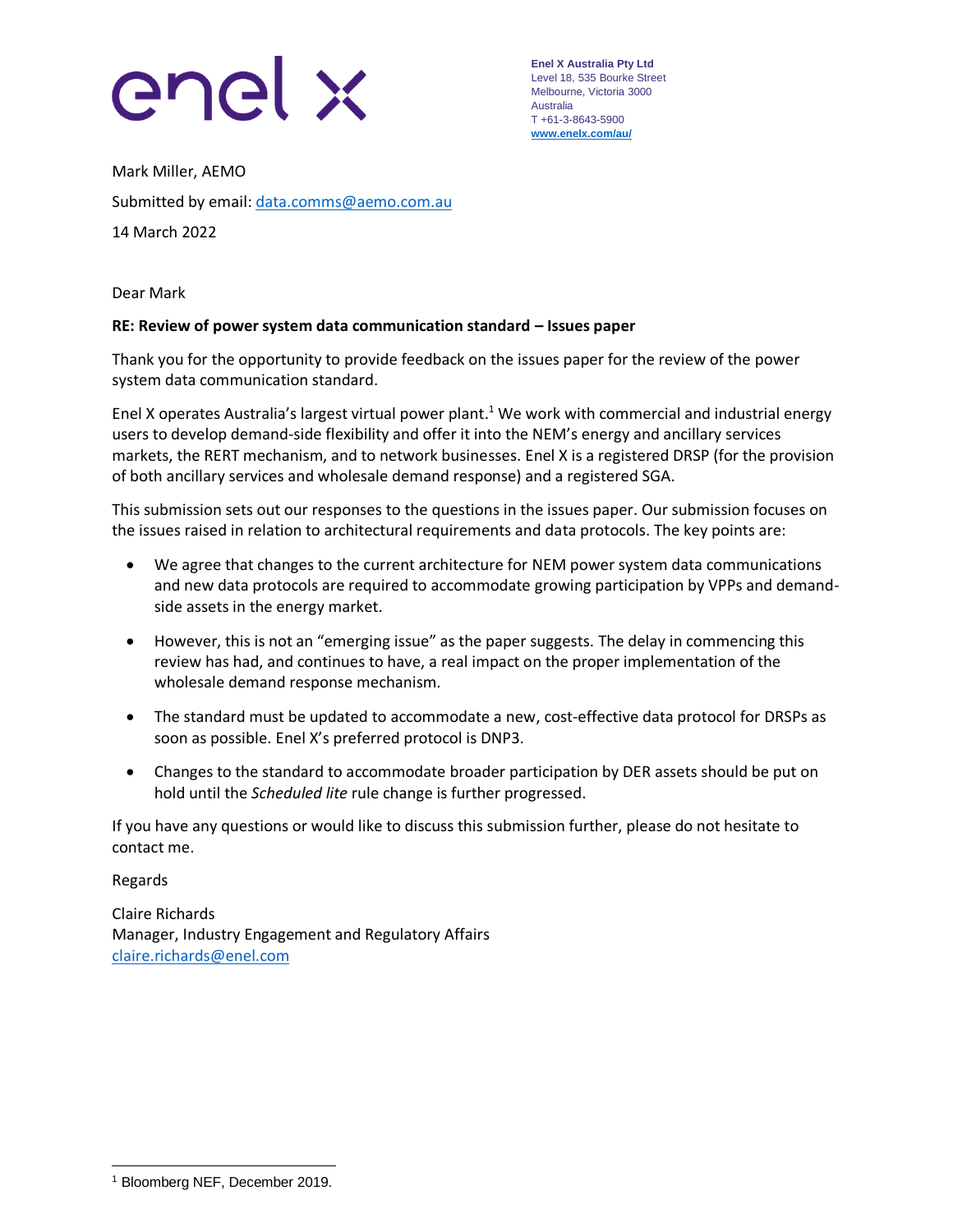enel x

**Enel X Australia Pty Ltd**
Level 18, 535 Bourke Street
Melbourne, Victoria 3000
Australia
T +61-3-8643-5900
**www.enelx.com/au/**

Mark Miller, AEMO

Submitted by email: data.comms@aemo.com.au

14 March 2022

Dear Mark

**RE: Review of power system data communication standard – Issues paper**

Thank you for the opportunity to provide feedback on the issues paper for the review of the power system data communication standard.

Enel X operates Australia's largest virtual power plant.[1] We work with commercial and industrial energy users to develop demand-side flexibility and offer it into the NEM's energy and ancillary services markets, the RERT mechanism, and to network businesses. Enel X is a registered DRSP (for the provision of both ancillary services and wholesale demand response) and a registered SGA.

This submission sets out our responses to the questions in the issues paper. Our submission focuses on the issues raised in relation to architectural requirements and data protocols. The key points are:

- We agree that changes to the current architecture for NEM power system data communications and new data protocols are required to accommodate growing participation by VPPs and demand-side assets in the energy market.
- However, this is not an "emerging issue" as the paper suggests. The delay in commencing this review has had, and continues to have, a real impact on the proper implementation of the wholesale demand response mechanism.
- The standard must be updated to accommodate a new, cost-effective data protocol for DRSPs as soon as possible. Enel X's preferred protocol is DNP3.
- Changes to the standard to accommodate broader participation by DER assets should be put on hold until the *Scheduled lite* rule change is further progressed.

If you have any questions or would like to discuss this submission further, please do not hesitate to contact me.

Regards

Claire Richards
Manager, Industry Engagement and Regulatory Affairs
claire.richards@enel.com

[1] Bloomberg NEF, December 2019.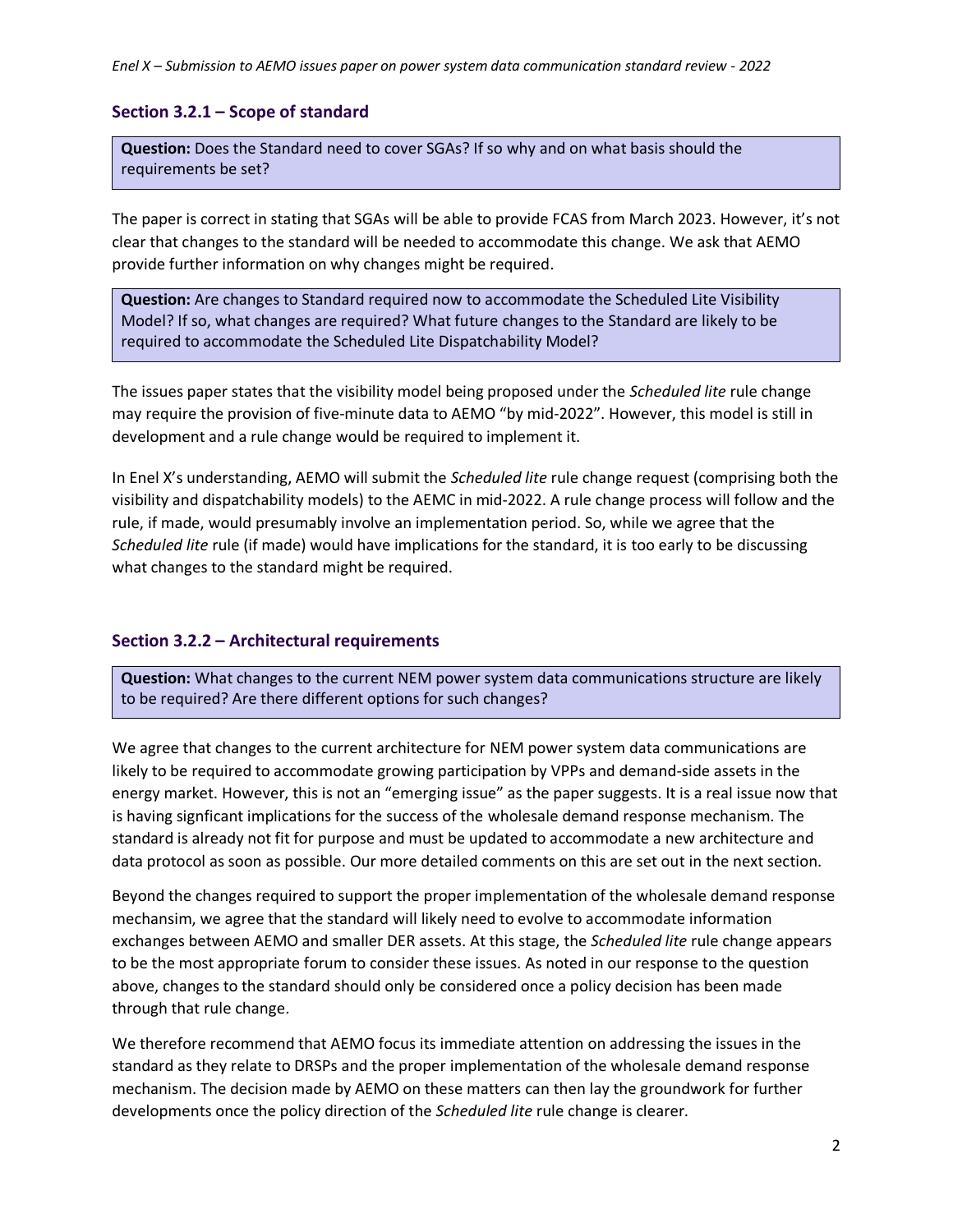### Section 3.2.1 – Scope of standard

> **Question:** Does the Standard need to cover SGAs? If so why and on what basis should the requirements be set?

The paper is correct in stating that SGAs will be able to provide FCAS from March 2023. However, it's not clear that changes to the standard will be needed to accommodate this change. We ask that AEMO provide further information on why changes might be required.

> **Question:** Are changes to Standard required now to accommodate the Scheduled Lite Visibility Model? If so, what changes are required? What future changes to the Standard are likely to be required to accommodate the Scheduled Lite Dispatchability Model?

The issues paper states that the visibility model being proposed under the *Scheduled lite* rule change may require the provision of five-minute data to AEMO "by mid-2022". However, this model is still in development and a rule change would be required to implement it.

In Enel X's understanding, AEMO will submit the *Scheduled lite* rule change request (comprising both the visibility and dispatchability models) to the AEMC in mid-2022. A rule change process will follow and the rule, if made, would presumably involve an implementation period. So, while we agree that the *Scheduled lite* rule (if made) would have implications for the standard, it is too early to be discussing what changes to the standard might be required.

### Section 3.2.2 – Architectural requirements

> **Question:** What changes to the current NEM power system data communications structure are likely to be required? Are there different options for such changes?

We agree that changes to the current architecture for NEM power system data communications are likely to be required to accommodate growing participation by VPPs and demand-side assets in the energy market. However, this is not an "emerging issue" as the paper suggests. It is a real issue now that is having signficant implications for the success of the wholesale demand response mechanism. The standard is already not fit for purpose and must be updated to accommodate a new architecture and data protocol as soon as possible. Our more detailed comments on this are set out in the next section.

Beyond the changes required to support the proper implementation of the wholesale demand response mechansim, we agree that the standard will likely need to evolve to accommodate information exchanges between AEMO and smaller DER assets. At this stage, the *Scheduled lite* rule change appears to be the most appropriate forum to consider these issues. As noted in our response to the question above, changes to the standard should only be considered once a policy decision has been made through that rule change.

We therefore recommend that AEMO focus its immediate attention on addressing the issues in the standard as they relate to DRSPs and the proper implementation of the wholesale demand response mechanism. The decision made by AEMO on these matters can then lay the groundwork for further developments once the policy direction of the *Scheduled lite* rule change is clearer.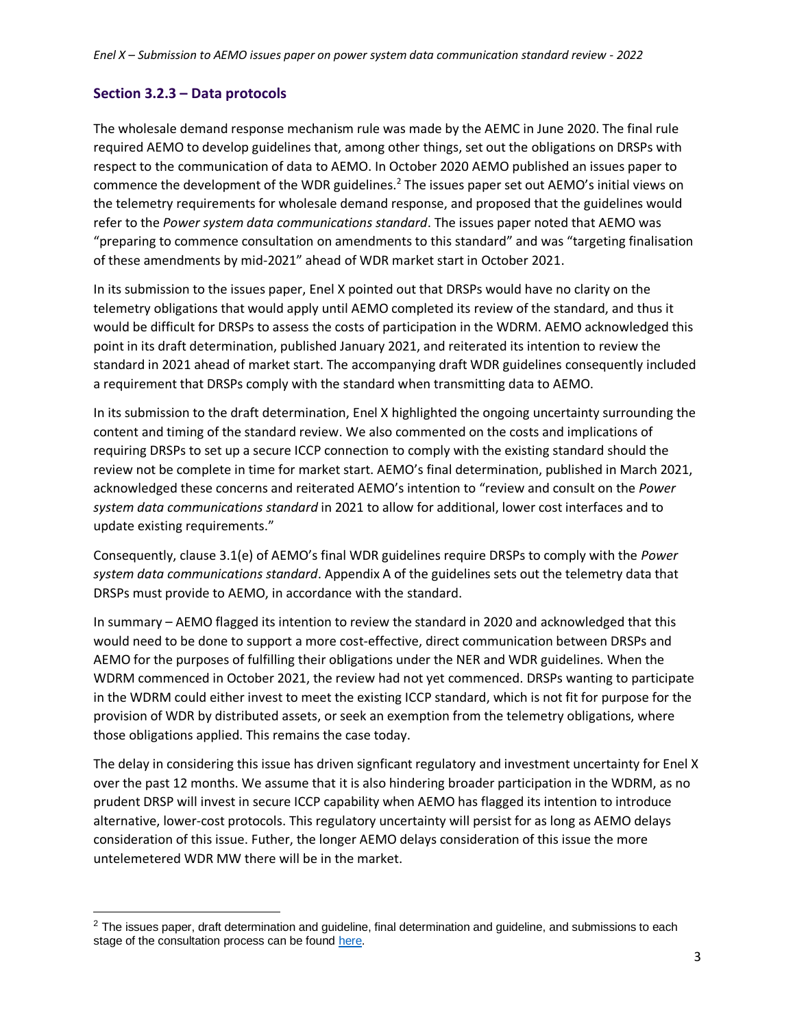### Section 3.2.3 – Data protocols

The wholesale demand response mechanism rule was made by the AEMC in June 2020. The final rule required AEMO to develop guidelines that, among other things, set out the obligations on DRSPs with respect to the communication of data to AEMO. In October 2020 AEMO published an issues paper to commence the development of the WDR guidelines.[2] The issues paper set out AEMO's initial views on the telemetry requirements for wholesale demand response, and proposed that the guidelines would refer to the *Power system data communications standard*. The issues paper noted that AEMO was "preparing to commence consultation on amendments to this standard" and was "targeting finalisation of these amendments by mid-2021" ahead of WDR market start in October 2021.

In its submission to the issues paper, Enel X pointed out that DRSPs would have no clarity on the telemetry obligations that would apply until AEMO completed its review of the standard, and thus it would be difficult for DRSPs to assess the costs of participation in the WDRM. AEMO acknowledged this point in its draft determination, published January 2021, and reiterated its intention to review the standard in 2021 ahead of market start. The accompanying draft WDR guidelines consequently included a requirement that DRSPs comply with the standard when transmitting data to AEMO.

In its submission to the draft determination, Enel X highlighted the ongoing uncertainty surrounding the content and timing of the standard review. We also commented on the costs and implications of requiring DRSPs to set up a secure ICCP connection to comply with the existing standard should the review not be complete in time for market start. AEMO's final determination, published in March 2021, acknowledged these concerns and reiterated AEMO's intention to "review and consult on the *Power system data communications standard* in 2021 to allow for additional, lower cost interfaces and to update existing requirements."

Consequently, clause 3.1(e) of AEMO's final WDR guidelines require DRSPs to comply with the *Power system data communications standard*. Appendix A of the guidelines sets out the telemetry data that DRSPs must provide to AEMO, in accordance with the standard.

In summary – AEMO flagged its intention to review the standard in 2020 and acknowledged that this would need to be done to support a more cost-effective, direct communication between DRSPs and AEMO for the purposes of fulfilling their obligations under the NER and WDR guidelines. When the WDRM commenced in October 2021, the review had not yet commenced. DRSPs wanting to participate in the WDRM could either invest to meet the existing ICCP standard, which is not fit for purpose for the provision of WDR by distributed assets, or seek an exemption from the telemetry obligations, where those obligations applied. This remains the case today.

The delay in considering this issue has driven signficant regulatory and investment uncertainty for Enel X over the past 12 months. We assume that it is also hindering broader participation in the WDRM, as no prudent DRSP will invest in secure ICCP capability when AEMO has flagged its intention to introduce alternative, lower-cost protocols. This regulatory uncertainty will persist for as long as AEMO delays consideration of this issue. Futher, the longer AEMO delays consideration of this issue the more untelemetered WDR MW there will be in the market.

---

[2] The issues paper, draft determination and guideline, final determination and guideline, and submissions to each stage of the consultation process can be found here.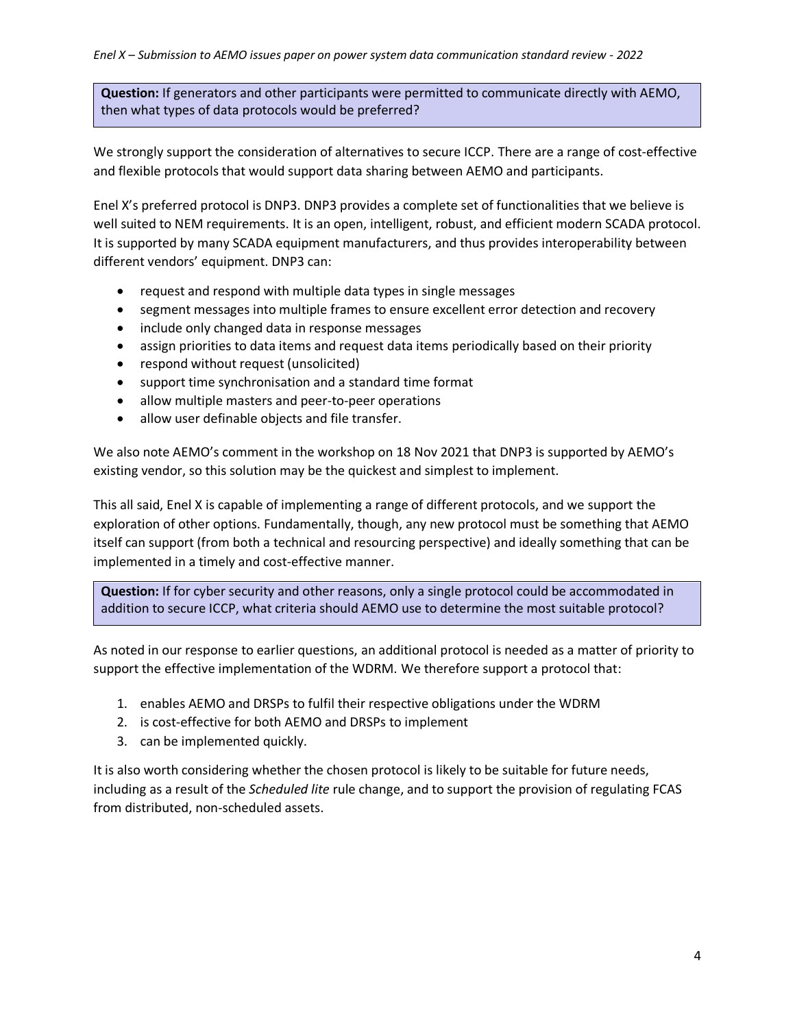**Question:** If generators and other participants were permitted to communicate directly with AEMO, then what types of data protocols would be preferred?

We strongly support the consideration of alternatives to secure ICCP. There are a range of cost-effective and flexible protocols that would support data sharing between AEMO and participants.

Enel X's preferred protocol is DNP3. DNP3 provides a complete set of functionalities that we believe is well suited to NEM requirements. It is an open, intelligent, robust, and efficient modern SCADA protocol. It is supported by many SCADA equipment manufacturers, and thus provides interoperability between different vendors' equipment. DNP3 can:

- request and respond with multiple data types in single messages
- segment messages into multiple frames to ensure excellent error detection and recovery
- include only changed data in response messages
- assign priorities to data items and request data items periodically based on their priority
- respond without request (unsolicited)
- support time synchronisation and a standard time format
- allow multiple masters and peer-to-peer operations
- allow user definable objects and file transfer.

We also note AEMO's comment in the workshop on 18 Nov 2021 that DNP3 is supported by AEMO's existing vendor, so this solution may be the quickest and simplest to implement.

This all said, Enel X is capable of implementing a range of different protocols, and we support the exploration of other options. Fundamentally, though, any new protocol must be something that AEMO itself can support (from both a technical and resourcing perspective) and ideally something that can be implemented in a timely and cost-effective manner.

**Question:** If for cyber security and other reasons, only a single protocol could be accommodated in addition to secure ICCP, what criteria should AEMO use to determine the most suitable protocol?

As noted in our response to earlier questions, an additional protocol is needed as a matter of priority to support the effective implementation of the WDRM. We therefore support a protocol that:

1. enables AEMO and DRSPs to fulfil their respective obligations under the WDRM
2. is cost-effective for both AEMO and DRSPs to implement
3. can be implemented quickly.

It is also worth considering whether the chosen protocol is likely to be suitable for future needs, including as a result of the *Scheduled lite* rule change, and to support the provision of regulating FCAS from distributed, non-scheduled assets.